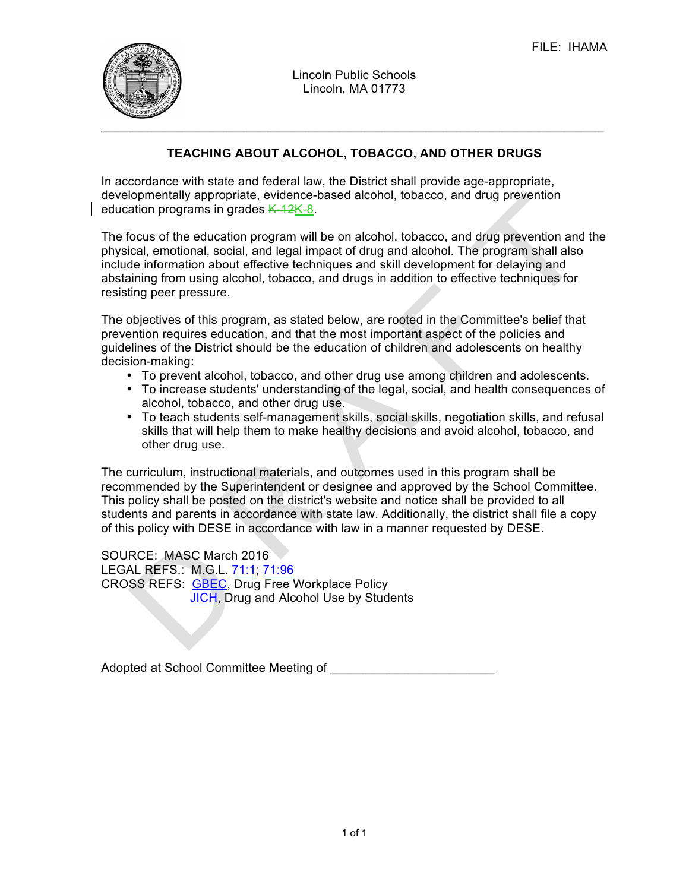FILE: IHAMA

Lincoln Public Schools
Lincoln, MA 01773

## TEACHING ABOUT ALCOHOL, TOBACCO, AND OTHER DRUGS

In accordance with state and federal law, the District shall provide age-appropriate, developmentally appropriate, evidence-based alcohol, tobacco, and drug prevention education programs in grades ~~K-12~~K-8.

The focus of the education program will be on alcohol, tobacco, and drug prevention and the physical, emotional, social, and legal impact of drug and alcohol. The program shall also include information about effective techniques and skill development for delaying and abstaining from using alcohol, tobacco, and drugs in addition to effective techniques for resisting peer pressure.

The objectives of this program, as stated below, are rooted in the Committee's belief that prevention requires education, and that the most important aspect of the policies and guidelines of the District should be the education of children and adolescents on healthy decision-making:

- To prevent alcohol, tobacco, and other drug use among children and adolescents.
- To increase students' understanding of the legal, social, and health consequences of alcohol, tobacco, and other drug use.
- To teach students self-management skills, social skills, negotiation skills, and refusal skills that will help them to make healthy decisions and avoid alcohol, tobacco, and other drug use.

The curriculum, instructional materials, and outcomes used in this program shall be recommended by the Superintendent or designee and approved by the School Committee. This policy shall be posted on the district's website and notice shall be provided to all students and parents in accordance with state law. Additionally, the district shall file a copy of this policy with DESE in accordance with law in a manner requested by DESE.

SOURCE: MASC March 2016
LEGAL REFS.: M.G.L. 71:1; 71:96
CROSS REFS: GBEC, Drug Free Workplace Policy
JICH, Drug and Alcohol Use by Students

Adopted at School Committee Meeting of ________________________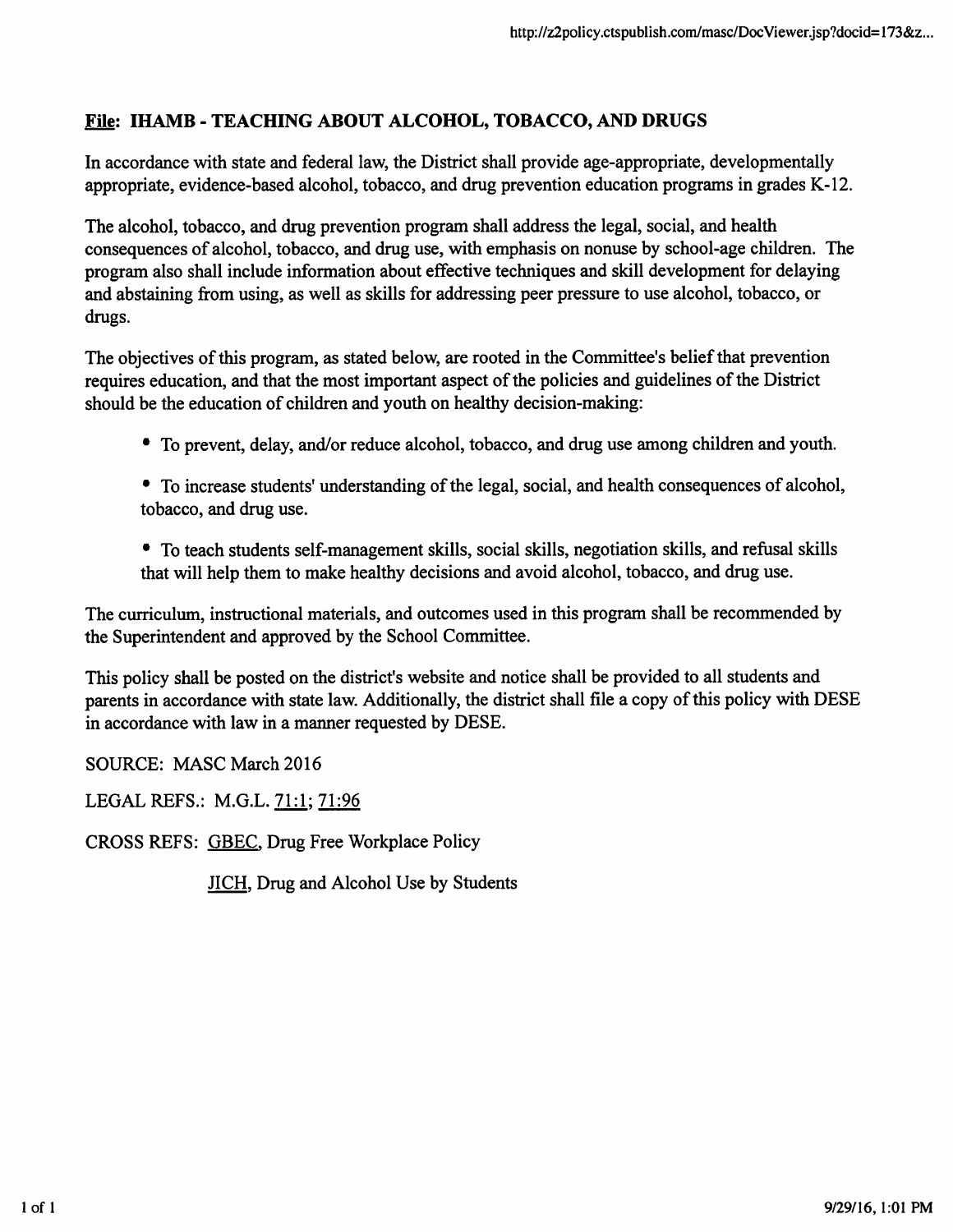## **File**: IHAMB - TEACHING ABOUT ALCOHOL, TOBACCO, AND DRUGS

In accordance with state and federal law, the District shall provide age-appropriate, developmentally appropriate, evidence-based alcohol, tobacco, and drug prevention education programs in grades K-12.

The alcohol, tobacco, and drug prevention program shall address the legal, social, and health consequences of alcohol, tobacco, and drug use, with emphasis on nonuse by school-age children. The program also shall include information about effective techniques and skill development for delaying and abstaining from using, as well as skills for addressing peer pressure to use alcohol, tobacco, or drugs.

The objectives of this program, as stated below, are rooted in the Committee's belief that prevention requires education, and that the most important aspect of the policies and guidelines of the District should be the education of children and youth on healthy decision-making:

- To prevent, delay, and/or reduce alcohol, tobacco, and drug use among children and youth.
- To increase students' understanding of the legal, social, and health consequences of alcohol, tobacco, and drug use.
- To teach students self-management skills, social skills, negotiation skills, and refusal skills that will help them to make healthy decisions and avoid alcohol, tobacco, and drug use.

The curriculum, instructional materials, and outcomes used in this program shall be recommended by the Superintendent and approved by the School Committee.

This policy shall be posted on the district's website and notice shall be provided to all students and parents in accordance with state law. Additionally, the district shall file a copy of this policy with DESE in accordance with law in a manner requested by DESE.

SOURCE: MASC March 2016

LEGAL REFS.: M.G.L. 71:1; 71:96

CROSS REFS: GBEC, Drug Free Workplace Policy

JICH, Drug and Alcohol Use by Students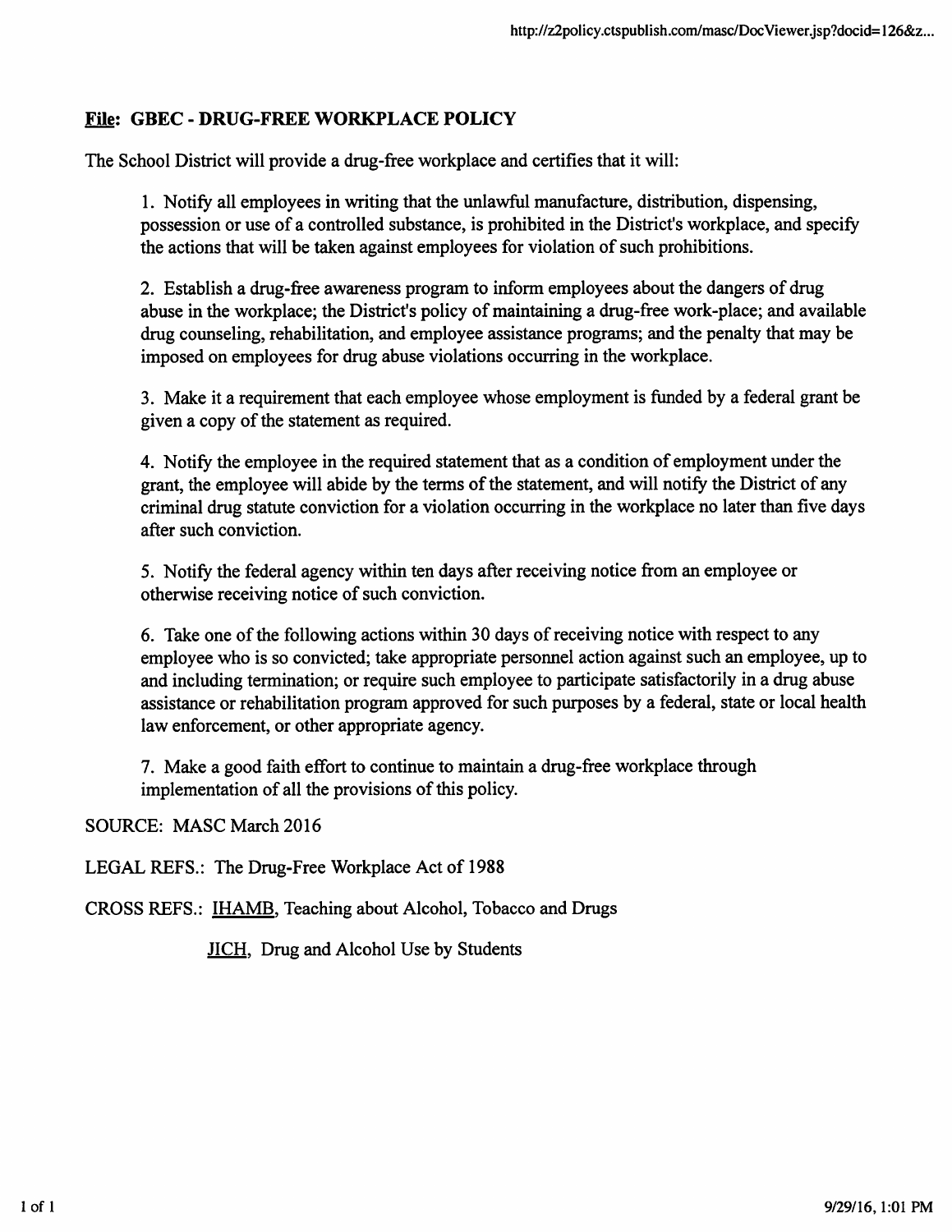**<u>File</u>: GBEC - DRUG-FREE WORKPLACE POLICY**

The School District will provide a drug-free workplace and certifies that it will:

1. Notify all employees in writing that the unlawful manufacture, distribution, dispensing, possession or use of a controlled substance, is prohibited in the District's workplace, and specify the actions that will be taken against employees for violation of such prohibitions.

2. Establish a drug-free awareness program to inform employees about the dangers of drug abuse in the workplace; the District's policy of maintaining a drug-free work-place; and available drug counseling, rehabilitation, and employee assistance programs; and the penalty that may be imposed on employees for drug abuse violations occurring in the workplace.

3. Make it a requirement that each employee whose employment is funded by a federal grant be given a copy of the statement as required.

4. Notify the employee in the required statement that as a condition of employment under the grant, the employee will abide by the terms of the statement, and will notify the District of any criminal drug statute conviction for a violation occurring in the workplace no later than five days after such conviction.

5. Notify the federal agency within ten days after receiving notice from an employee or otherwise receiving notice of such conviction.

6. Take one of the following actions within 30 days of receiving notice with respect to any employee who is so convicted; take appropriate personnel action against such an employee, up to and including termination; or require such employee to participate satisfactorily in a drug abuse assistance or rehabilitation program approved for such purposes by a federal, state or local health law enforcement, or other appropriate agency.

7. Make a good faith effort to continue to maintain a drug-free workplace through implementation of all the provisions of this policy.

SOURCE: MASC March 2016

LEGAL REFS.: The Drug-Free Workplace Act of 1988

CROSS REFS.: <u>IHAMB</u>, Teaching about Alcohol, Tobacco and Drugs

<u>JICH</u>, Drug and Alcohol Use by Students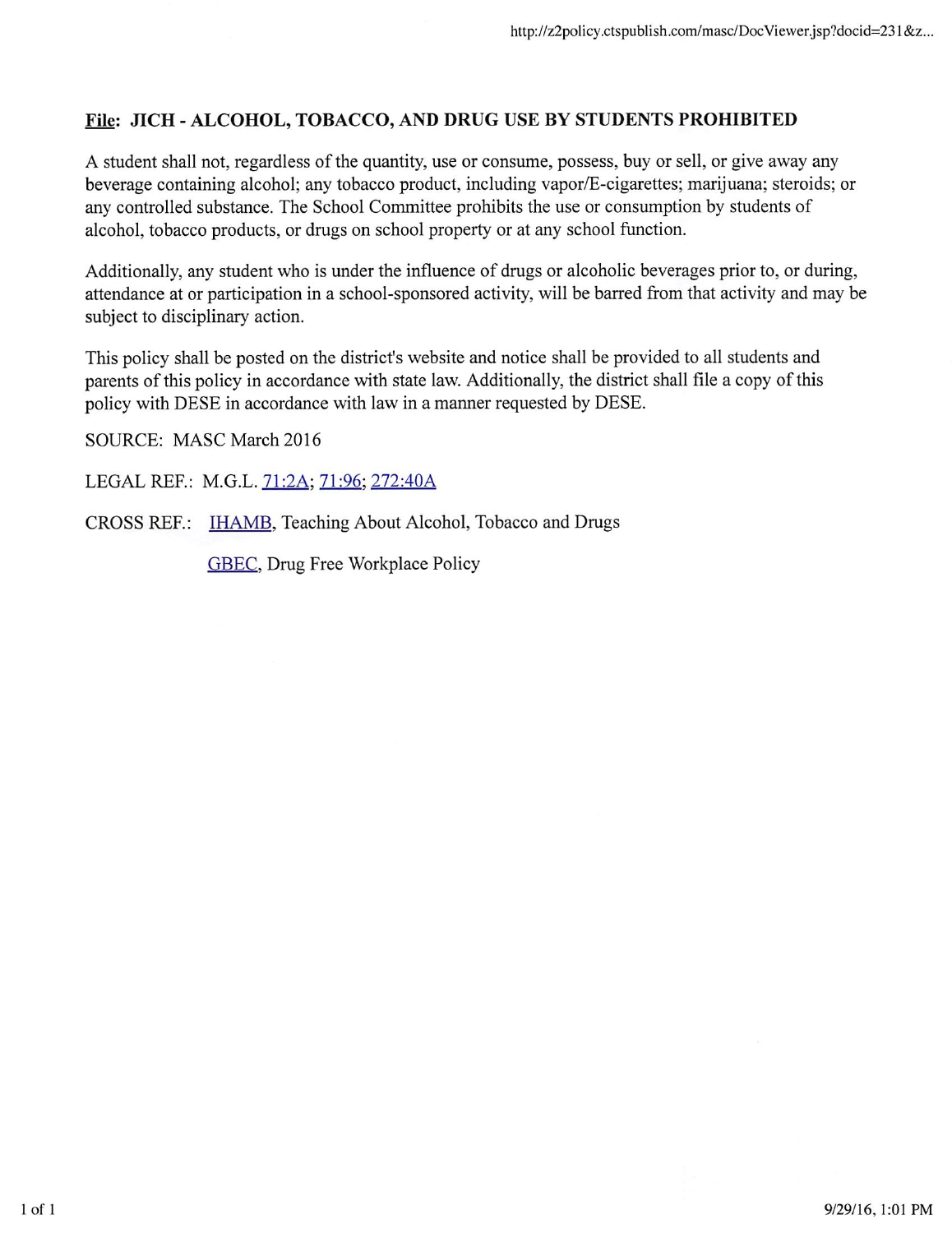**File: JICH - ALCOHOL, TOBACCO, AND DRUG USE BY STUDENTS PROHIBITED**

A student shall not, regardless of the quantity, use or consume, possess, buy or sell, or give away any beverage containing alcohol; any tobacco product, including vapor/E-cigarettes; marijuana; steroids; or any controlled substance. The School Committee prohibits the use or consumption by students of alcohol, tobacco products, or drugs on school property or at any school function.

Additionally, any student who is under the influence of drugs or alcoholic beverages prior to, or during, attendance at or participation in a school-sponsored activity, will be barred from that activity and may be subject to disciplinary action.

This policy shall be posted on the district's website and notice shall be provided to all students and parents of this policy in accordance with state law. Additionally, the district shall file a copy of this policy with DESE in accordance with law in a manner requested by DESE.

SOURCE: MASC March 2016

LEGAL REF.: M.G.L. 71:2A; 71:96; 272:40A

CROSS REF.: IHAMB, Teaching About Alcohol, Tobacco and Drugs

GBEC, Drug Free Workplace Policy